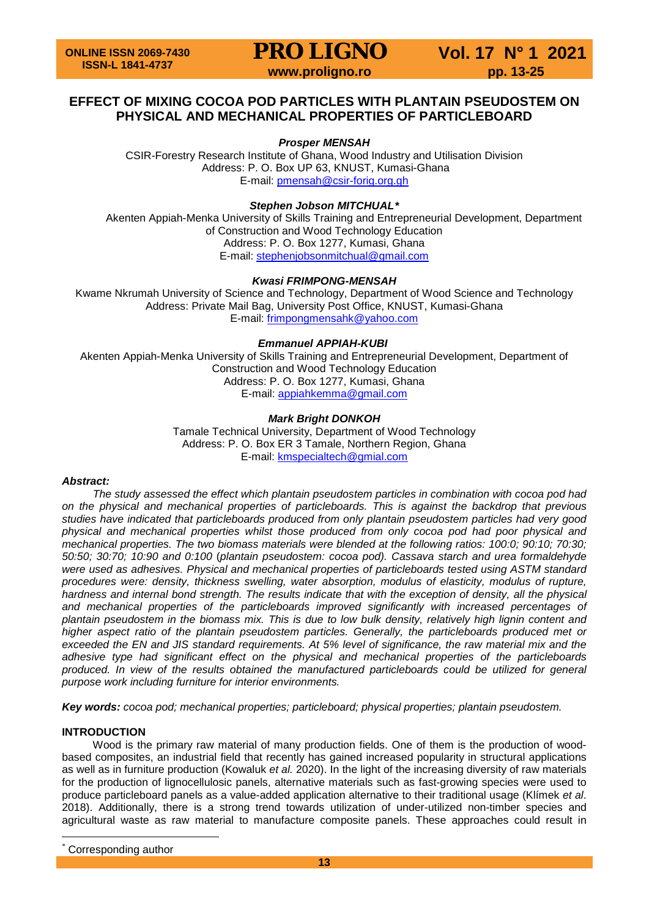# EFFECT OF MIXING COCOA POD PARTICLES WITH PLANTAIN PSEUDOSTEM ON PHYSICAL AND MECHANICAL PROPERTIES OF PARTICLEBOARD

***Prosper MENSAH***

CSIR-Forestry Research Institute of Ghana, Wood Industry and Utilisation Division
Address: P. O. Box UP 63, KNUST, Kumasi-Ghana
E-mail: pmensah@csir-forig.org.gh

***Stephen Jobson MITCHUAL****

Akenten Appiah-Menka University of Skills Training and Entrepreneurial Development, Department of Construction and Wood Technology Education
Address: P. O. Box 1277, Kumasi, Ghana
E-mail: stephenjobsonmitchual@gmail.com

***Kwasi FRIMPONG-MENSAH***

Kwame Nkrumah University of Science and Technology, Department of Wood Science and Technology
Address: Private Mail Bag, University Post Office, KNUST, Kumasi-Ghana
E-mail: frimpongmensahk@yahoo.com

***Emmanuel APPIAH-KUBI***

Akenten Appiah-Menka University of Skills Training and Entrepreneurial Development, Department of Construction and Wood Technology Education
Address: P. O. Box 1277, Kumasi, Ghana
E-mail: appiahkemma@gmail.com

***Mark Bright DONKOH***

Tamale Technical University, Department of Wood Technology
Address: P. O. Box ER 3 Tamale, Northern Region, Ghana
E-mail: kmspecialtech@gmial.com

***Abstract:***

*The study assessed the effect which plantain pseudostem particles in combination with cocoa pod had on the physical and mechanical properties of particleboards. This is against the backdrop that previous studies have indicated that particleboards produced from only plantain pseudostem particles had very good physical and mechanical properties whilst those produced from only cocoa pod had poor physical and mechanical properties. The two biomass materials were blended at the following ratios: 100:0; 90:10; 70:30; 50:50; 30:70; 10:90 and 0:100 (plantain pseudostem: cocoa pod). Cassava starch and urea formaldehyde were used as adhesives. Physical and mechanical properties of particleboards tested using ASTM standard procedures were: density, thickness swelling, water absorption, modulus of elasticity, modulus of rupture, hardness and internal bond strength. The results indicate that with the exception of density, all the physical and mechanical properties of the particleboards improved significantly with increased percentages of plantain pseudostem in the biomass mix. This is due to low bulk density, relatively high lignin content and higher aspect ratio of the plantain pseudostem particles. Generally, the particleboards produced met or exceeded the EN and JIS standard requirements. At 5% level of significance, the raw material mix and the adhesive type had significant effect on the physical and mechanical properties of the particleboards produced. In view of the results obtained the manufactured particleboards could be utilized for general purpose work including furniture for interior environments.*

***Key words:*** *cocoa pod; mechanical properties; particleboard; physical properties; plantain pseudostem.*

## INTRODUCTION

Wood is the primary raw material of many production fields. One of them is the production of wood-based composites, an industrial field that recently has gained increased popularity in structural applications as well as in furniture production (Kowaluk *et al.* 2020). In the light of the increasing diversity of raw materials for the production of lignocellulosic panels, alternative materials such as fast-growing species were used to produce particleboard panels as a value-added application alternative to their traditional usage (Klímek *et al*. 2018). Additionally, there is a strong trend towards utilization of under-utilized non-timber species and agricultural waste as raw material to manufacture composite panels. These approaches could result in

* Corresponding author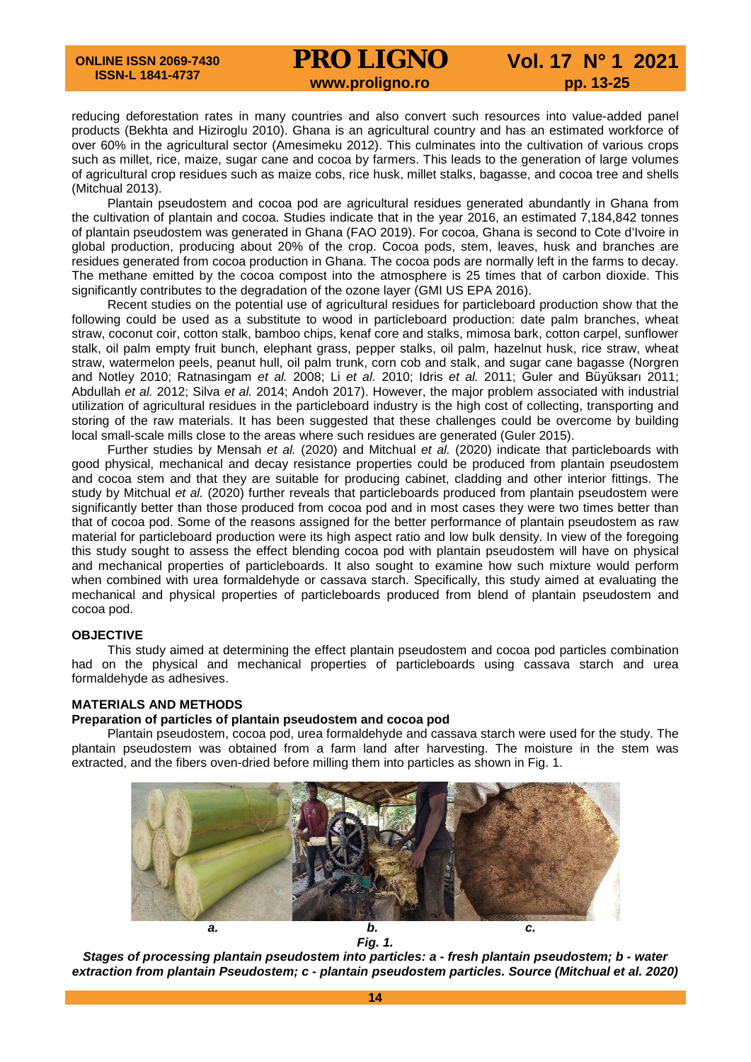reducing deforestation rates in many countries and also convert such resources into value-added panel products (Bekhta and Hiziroglu 2010). Ghana is an agricultural country and has an estimated workforce of over 60% in the agricultural sector (Amesimeku 2012). This culminates into the cultivation of various crops such as millet, rice, maize, sugar cane and cocoa by farmers. This leads to the generation of large volumes of agricultural crop residues such as maize cobs, rice husk, millet stalks, bagasse, and cocoa tree and shells (Mitchual 2013).

Plantain pseudostem and cocoa pod are agricultural residues generated abundantly in Ghana from the cultivation of plantain and cocoa. Studies indicate that in the year 2016, an estimated 7,184,842 tonnes of plantain pseudostem was generated in Ghana (FAO 2019). For cocoa, Ghana is second to Cote d'Ivoire in global production, producing about 20% of the crop. Cocoa pods, stem, leaves, husk and branches are residues generated from cocoa production in Ghana. The cocoa pods are normally left in the farms to decay. The methane emitted by the cocoa compost into the atmosphere is 25 times that of carbon dioxide. This significantly contributes to the degradation of the ozone layer (GMI US EPA 2016).

Recent studies on the potential use of agricultural residues for particleboard production show that the following could be used as a substitute to wood in particleboard production: date palm branches, wheat straw, coconut coir, cotton stalk, bamboo chips, kenaf core and stalks, mimosa bark, cotton carpel, sunflower stalk, oil palm empty fruit bunch, elephant grass, pepper stalks, oil palm, hazelnut husk, rice straw, wheat straw, watermelon peels, peanut hull, oil palm trunk, corn cob and stalk, and sugar cane bagasse (Norgren and Notley 2010; Ratnasingam *et al.* 2008; Li *et al.* 2010; Idris *et al.* 2011; Guler and Büyüksarı 2011; Abdullah *et al.* 2012; Silva *et al.* 2014; Andoh 2017). However, the major problem associated with industrial utilization of agricultural residues in the particleboard industry is the high cost of collecting, transporting and storing of the raw materials. It has been suggested that these challenges could be overcome by building local small-scale mills close to the areas where such residues are generated (Guler 2015).

Further studies by Mensah *et al.* (2020) and Mitchual *et al.* (2020) indicate that particleboards with good physical, mechanical and decay resistance properties could be produced from plantain pseudostem and cocoa stem and that they are suitable for producing cabinet, cladding and other interior fittings. The study by Mitchual *et al.* (2020) further reveals that particleboards produced from plantain pseudostem were significantly better than those produced from cocoa pod and in most cases they were two times better than that of cocoa pod. Some of the reasons assigned for the better performance of plantain pseudostem as raw material for particleboard production were its high aspect ratio and low bulk density. In view of the foregoing this study sought to assess the effect blending cocoa pod with plantain pseudostem will have on physical and mechanical properties of particleboards. It also sought to examine how such mixture would perform when combined with urea formaldehyde or cassava starch. Specifically, this study aimed at evaluating the mechanical and physical properties of particleboards produced from blend of plantain pseudostem and cocoa pod.

## OBJECTIVE

This study aimed at determining the effect plantain pseudostem and cocoa pod particles combination had on the physical and mechanical properties of particleboards using cassava starch and urea formaldehyde as adhesives.

## MATERIALS AND METHODS

### Preparation of particles of plantain pseudostem and cocoa pod

Plantain pseudostem, cocoa pod, urea formaldehyde and cassava starch were used for the study. The plantain pseudostem was obtained from a farm land after harvesting. The moisture in the stem was extracted, and the fibers oven-dried before milling them into particles as shown in Fig. 1.

***Fig. 1.***
***Stages of processing plantain pseudostem into particles: a - fresh plantain pseudostem; b - water extraction from plantain Pseudostem; c - plantain pseudostem particles. Source (Mitchual et al. 2020)***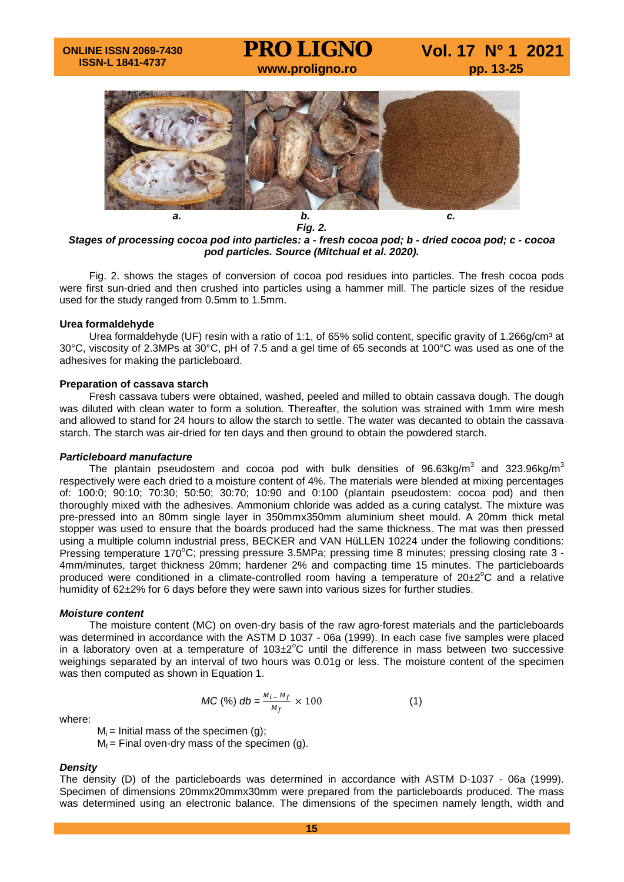a. b. c.

*Fig. 2.*
***Stages of processing cocoa pod into particles: a - fresh cocoa pod; b - dried cocoa pod; c - cocoa pod particles. Source (Mitchual et al. 2020).***

Fig. 2. shows the stages of conversion of cocoa pod residues into particles. The fresh cocoa pods were first sun-dried and then crushed into particles using a hammer mill. The particle sizes of the residue used for the study ranged from 0.5mm to 1.5mm.

**Urea formaldehyde**

Urea formaldehyde (UF) resin with a ratio of 1:1, of 65% solid content, specific gravity of 1.266g/cm³ at 30°C, viscosity of 2.3MPs at 30°C, pH of 7.5 and a gel time of 65 seconds at 100°C was used as one of the adhesives for making the particleboard.

**Preparation of cassava starch**

Fresh cassava tubers were obtained, washed, peeled and milled to obtain cassava dough. The dough was diluted with clean water to form a solution. Thereafter, the solution was strained with 1mm wire mesh and allowed to stand for 24 hours to allow the starch to settle. The water was decanted to obtain the cassava starch. The starch was air-dried for ten days and then ground to obtain the powdered starch.

***Particleboard manufacture***

The plantain pseudostem and cocoa pod with bulk densities of 96.63kg/m$^3$ and 323.96kg/m$^3$ respectively were each dried to a moisture content of 4%. The materials were blended at mixing percentages of: 100:0; 90:10; 70:30; 50:50; 30:70; 10:90 and 0:100 (plantain pseudostem: cocoa pod) and then thoroughly mixed with the adhesives. Ammonium chloride was added as a curing catalyst. The mixture was pre-pressed into an 80mm single layer in 350mmx350mm aluminium sheet mould. A 20mm thick metal stopper was used to ensure that the boards produced had the same thickness. The mat was then pressed using a multiple column industrial press, BECKER and VAN HüLLEN 10224 under the following conditions: Pressing temperature 170$^o$C; pressing pressure 3.5MPa; pressing time 8 minutes; pressing closing rate 3 - 4mm/minutes, target thickness 20mm; hardener 2% and compacting time 15 minutes. The particleboards produced were conditioned in a climate-controlled room having a temperature of 20±2$^o$C and a relative humidity of 62±2% for 6 days before they were sawn into various sizes for further studies.

***Moisture content***

The moisture content (MC) on oven-dry basis of the raw agro-forest materials and the particleboards was determined in accordance with the ASTM D 1037 - 06a (1999). In each case five samples were placed in a laboratory oven at a temperature of 103±2$^o$C until the difference in mass between two successive weighings separated by an interval of two hours was 0.01g or less. The moisture content of the specimen was then computed as shown in Equation 1.

$$MC\ (\%)\ db = \frac{M_i - M_f}{M_f} \times 100 \qquad (1)$$

where:

$M_i$ = Initial mass of the specimen (g);
$M_f$ = Final oven-dry mass of the specimen (g).

***Density***

The density (D) of the particleboards was determined in accordance with ASTM D-1037 - 06a (1999). Specimen of dimensions 20mmx20mmx30mm were prepared from the particleboards produced. The mass was determined using an electronic balance. The dimensions of the specimen namely length, width and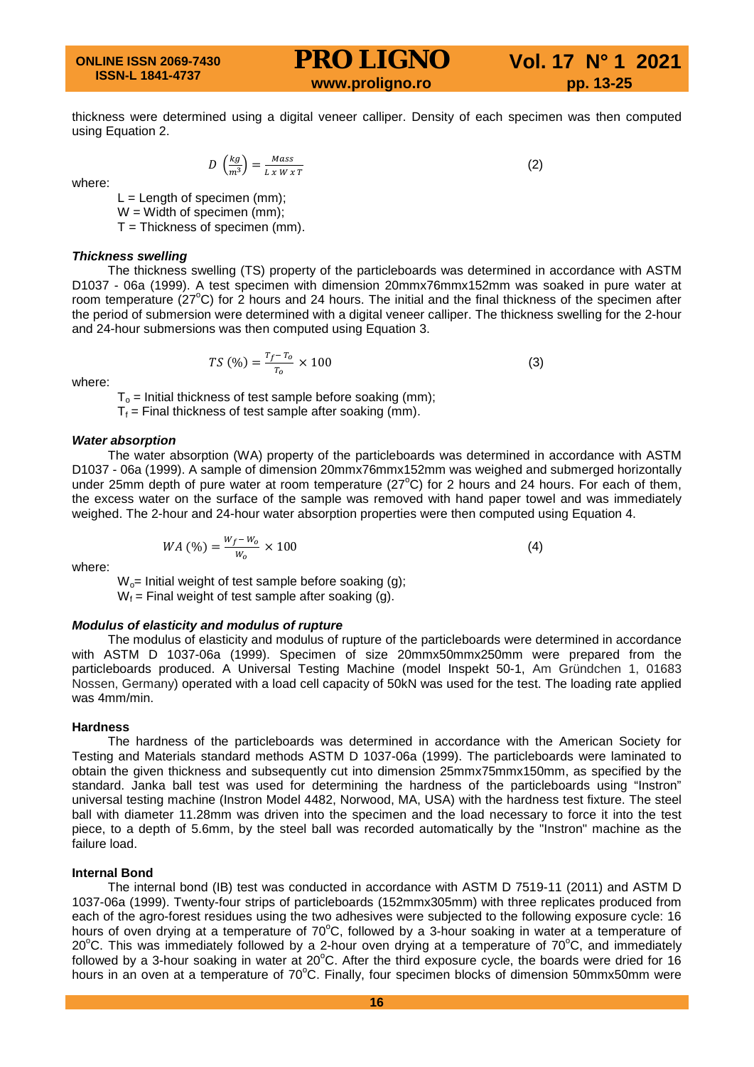thickness were determined using a digital veneer calliper. Density of each specimen was then computed using Equation 2.

$$D\ \left(\frac{kg}{m^3}\right) = \frac{Mass}{L\ x\ W\ x\ T} \tag{2}$$

where:

L = Length of specimen (mm);
W = Width of specimen (mm);
T = Thickness of specimen (mm).

***Thickness swelling***

The thickness swelling (TS) property of the particleboards was determined in accordance with ASTM D1037 - 06a (1999). A test specimen with dimension 20mmx76mmx152mm was soaked in pure water at room temperature (27°C) for 2 hours and 24 hours. The initial and the final thickness of the specimen after the period of submersion were determined with a digital veneer calliper. The thickness swelling for the 2-hour and 24-hour submersions was then computed using Equation 3.

$$TS\ (\%) = \frac{T_f - T_o}{T_o} \times 100 \tag{3}$$

where:

$T_o$ = Initial thickness of test sample before soaking (mm);
$T_f$ = Final thickness of test sample after soaking (mm).

***Water absorption***

The water absorption (WA) property of the particleboards was determined in accordance with ASTM D1037 - 06a (1999). A sample of dimension 20mmx76mmx152mm was weighed and submerged horizontally under 25mm depth of pure water at room temperature (27°C) for 2 hours and 24 hours. For each of them, the excess water on the surface of the sample was removed with hand paper towel and was immediately weighed. The 2-hour and 24-hour water absorption properties were then computed using Equation 4.

$$WA\ (\%) = \frac{W_f - W_o}{W_o} \times 100 \tag{4}$$

where:

$W_o$= Initial weight of test sample before soaking (g);
$W_f$ = Final weight of test sample after soaking (g).

***Modulus of elasticity and modulus of rupture***

The modulus of elasticity and modulus of rupture of the particleboards were determined in accordance with ASTM D 1037-06a (1999). Specimen of size 20mmx50mmx250mm were prepared from the particleboards produced. A Universal Testing Machine (model Inspekt 50-1, Am Gründchen 1, 01683 Nossen, Germany) operated with a load cell capacity of 50kN was used for the test. The loading rate applied was 4mm/min.

**Hardness**

The hardness of the particleboards was determined in accordance with the American Society for Testing and Materials standard methods ASTM D 1037-06a (1999). The particleboards were laminated to obtain the given thickness and subsequently cut into dimension 25mmx75mmx150mm, as specified by the standard. Janka ball test was used for determining the hardness of the particleboards using "Instron" universal testing machine (Instron Model 4482, Norwood, MA, USA) with the hardness test fixture. The steel ball with diameter 11.28mm was driven into the specimen and the load necessary to force it into the test piece, to a depth of 5.6mm, by the steel ball was recorded automatically by the "Instron" machine as the failure load.

**Internal Bond**

The internal bond (IB) test was conducted in accordance with ASTM D 7519-11 (2011) and ASTM D 1037-06a (1999). Twenty-four strips of particleboards (152mmx305mm) with three replicates produced from each of the agro-forest residues using the two adhesives were subjected to the following exposure cycle: 16 hours of oven drying at a temperature of 70°C, followed by a 3-hour soaking in water at a temperature of 20°C. This was immediately followed by a 2-hour oven drying at a temperature of 70°C, and immediately followed by a 3-hour soaking in water at 20°C. After the third exposure cycle, the boards were dried for 16 hours in an oven at a temperature of 70°C. Finally, four specimen blocks of dimension 50mmx50mm were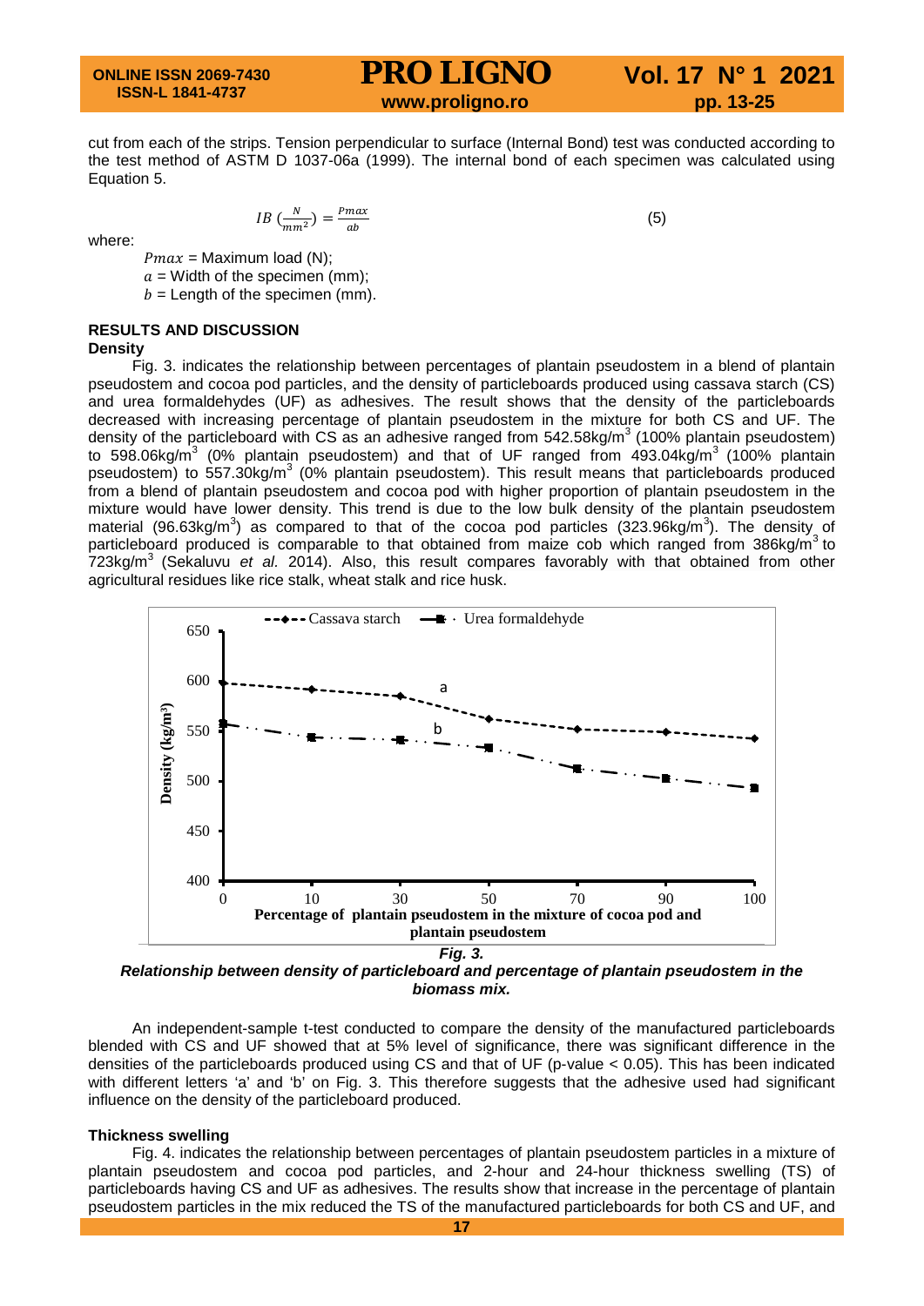cut from each of the strips. Tension perpendicular to surface (Internal Bond) test was conducted according to the test method of ASTM D 1037-06a (1999). The internal bond of each specimen was calculated using Equation 5.

$$IB\left(\frac{N}{mm^2}\right) = \frac{Pmax}{ab} \tag{5}$$

where:

$Pmax$ = Maximum load (N);
$a$ = Width of the specimen (mm);
$b$ = Length of the specimen (mm).

## RESULTS AND DISCUSSION

### Density

Fig. 3. indicates the relationship between percentages of plantain pseudostem in a blend of plantain pseudostem and cocoa pod particles, and the density of particleboards produced using cassava starch (CS) and urea formaldehydes (UF) as adhesives. The result shows that the density of the particleboards decreased with increasing percentage of plantain pseudostem in the mixture for both CS and UF. The density of the particleboard with CS as an adhesive ranged from 542.58kg/m$^3$ (100% plantain pseudostem) to 598.06kg/m$^3$ (0% plantain pseudostem) and that of UF ranged from 493.04kg/m$^3$ (100% plantain pseudostem) to 557.30kg/m$^3$ (0% plantain pseudostem). This result means that particleboards produced from a blend of plantain pseudostem and cocoa pod with higher proportion of plantain pseudostem in the mixture would have lower density. This trend is due to the low bulk density of the plantain pseudostem material (96.63kg/m$^3$) as compared to that of the cocoa pod particles (323.96kg/m$^3$). The density of particleboard produced is comparable to that obtained from maize cob which ranged from 386kg/m$^3$ to 723kg/m$^3$ (Sekaluvu *et al.* 2014). Also, this result compares favorably with that obtained from other agricultural residues like rice stalk, wheat stalk and rice husk.

***Fig. 3.***
***Relationship between density of particleboard and percentage of plantain pseudostem in the biomass mix.***

An independent-sample t-test conducted to compare the density of the manufactured particleboards blended with CS and UF showed that at 5% level of significance, there was significant difference in the densities of the particleboards produced using CS and that of UF (p-value $< 0.05$). This has been indicated with different letters 'a' and 'b' on Fig. 3. This therefore suggests that the adhesive used had significant influence on the density of the particleboard produced.

### Thickness swelling

Fig. 4. indicates the relationship between percentages of plantain pseudostem particles in a mixture of plantain pseudostem and cocoa pod particles, and 2-hour and 24-hour thickness swelling (TS) of particleboards having CS and UF as adhesives. The results show that increase in the percentage of plantain pseudostem particles in the mix reduced the TS of the manufactured particleboards for both CS and UF, and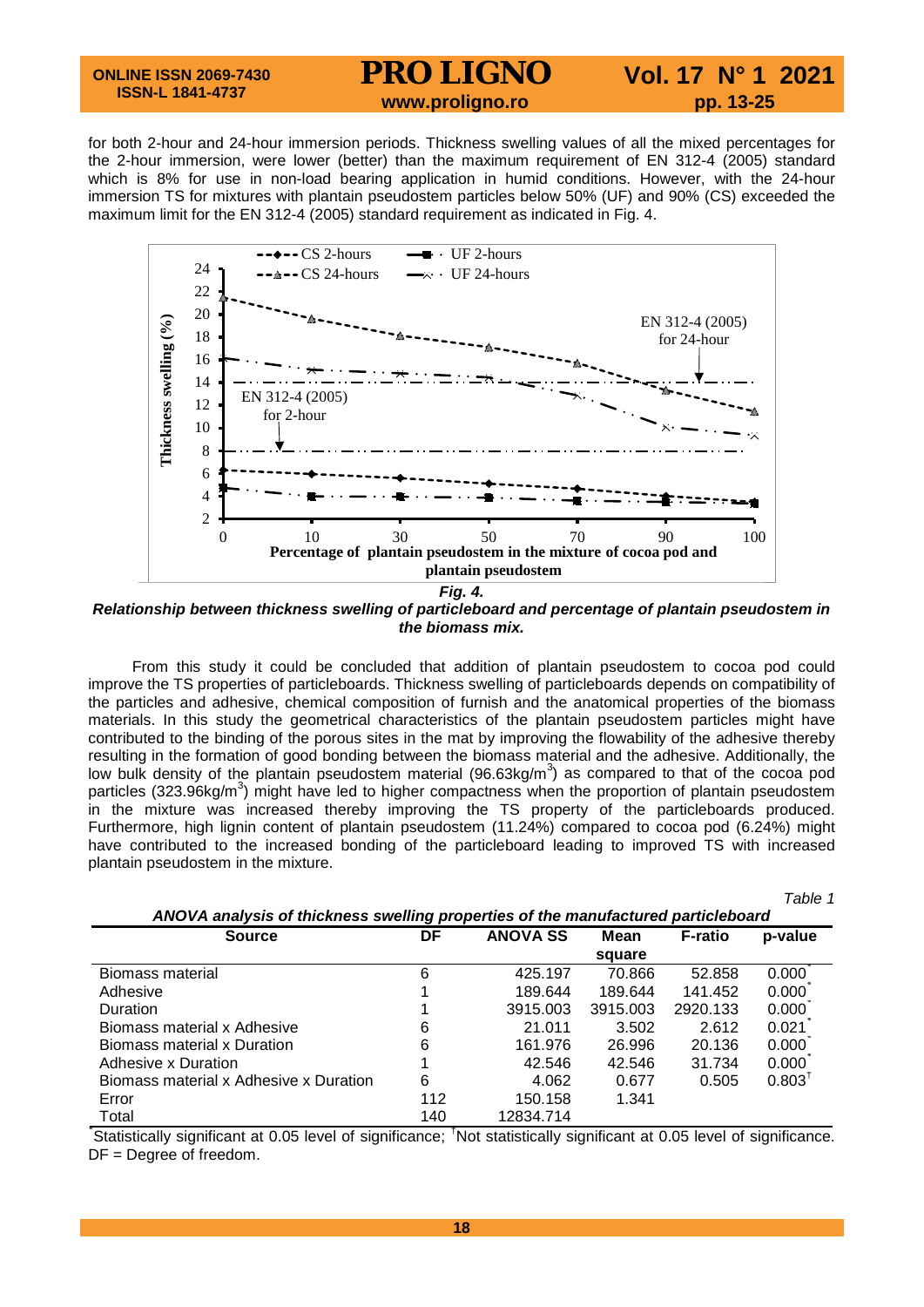for both 2-hour and 24-hour immersion periods. Thickness swelling values of all the mixed percentages for the 2-hour immersion, were lower (better) than the maximum requirement of EN 312-4 (2005) standard which is 8% for use in non-load bearing application in humid conditions. However, with the 24-hour immersion TS for mixtures with plantain pseudostem particles below 50% (UF) and 90% (CS) exceeded the maximum limit for the EN 312-4 (2005) standard requirement as indicated in Fig. 4.

***Fig. 4.***
***Relationship between thickness swelling of particleboard and percentage of plantain pseudostem in the biomass mix.***

From this study it could be concluded that addition of plantain pseudostem to cocoa pod could improve the TS properties of particleboards. Thickness swelling of particleboards depends on compatibility of the particles and adhesive, chemical composition of furnish and the anatomical properties of the biomass materials. In this study the geometrical characteristics of the plantain pseudostem particles might have contributed to the binding of the porous sites in the mat by improving the flowability of the adhesive thereby resulting in the formation of good bonding between the biomass material and the adhesive. Additionally, the low bulk density of the plantain pseudostem material (96.63kg/m$^3$) as compared to that of the cocoa pod particles (323.96kg/m$^3$) might have led to higher compactness when the proportion of plantain pseudostem in the mixture was increased thereby improving the TS property of the particleboards produced. Furthermore, high lignin content of plantain pseudostem (11.24%) compared to cocoa pod (6.24%) might have contributed to the increased bonding of the particleboard leading to improved TS with increased plantain pseudostem in the mixture.

*Table 1*

***ANOVA analysis of thickness swelling properties of the manufactured particleboard***

| Source | DF | ANOVA SS | Mean square | F-ratio | p-value |
|---|---|---|---|---|---|
| Biomass material | 6 | 425.197 | 70.866 | 52.858 | 0.000* |
| Adhesive | 1 | 189.644 | 189.644 | 141.452 | 0.000* |
| Duration | 1 | 3915.003 | 3915.003 | 2920.133 | 0.000* |
| Biomass material x Adhesive | 6 | 21.011 | 3.502 | 2.612 | 0.021* |
| Biomass material x Duration | 6 | 161.976 | 26.996 | 20.136 | 0.000* |
| Adhesive x Duration | 1 | 42.546 | 42.546 | 31.734 | 0.000* |
| Biomass material x Adhesive x Duration | 6 | 4.062 | 0.677 | 0.505 | 0.803† |
| Error | 112 | 150.158 | 1.341 | | |
| Total | 140 | 12834.714 | | | |

*Statistically significant at 0.05 level of significance; †Not statistically significant at 0.05 level of significance. DF = Degree of freedom.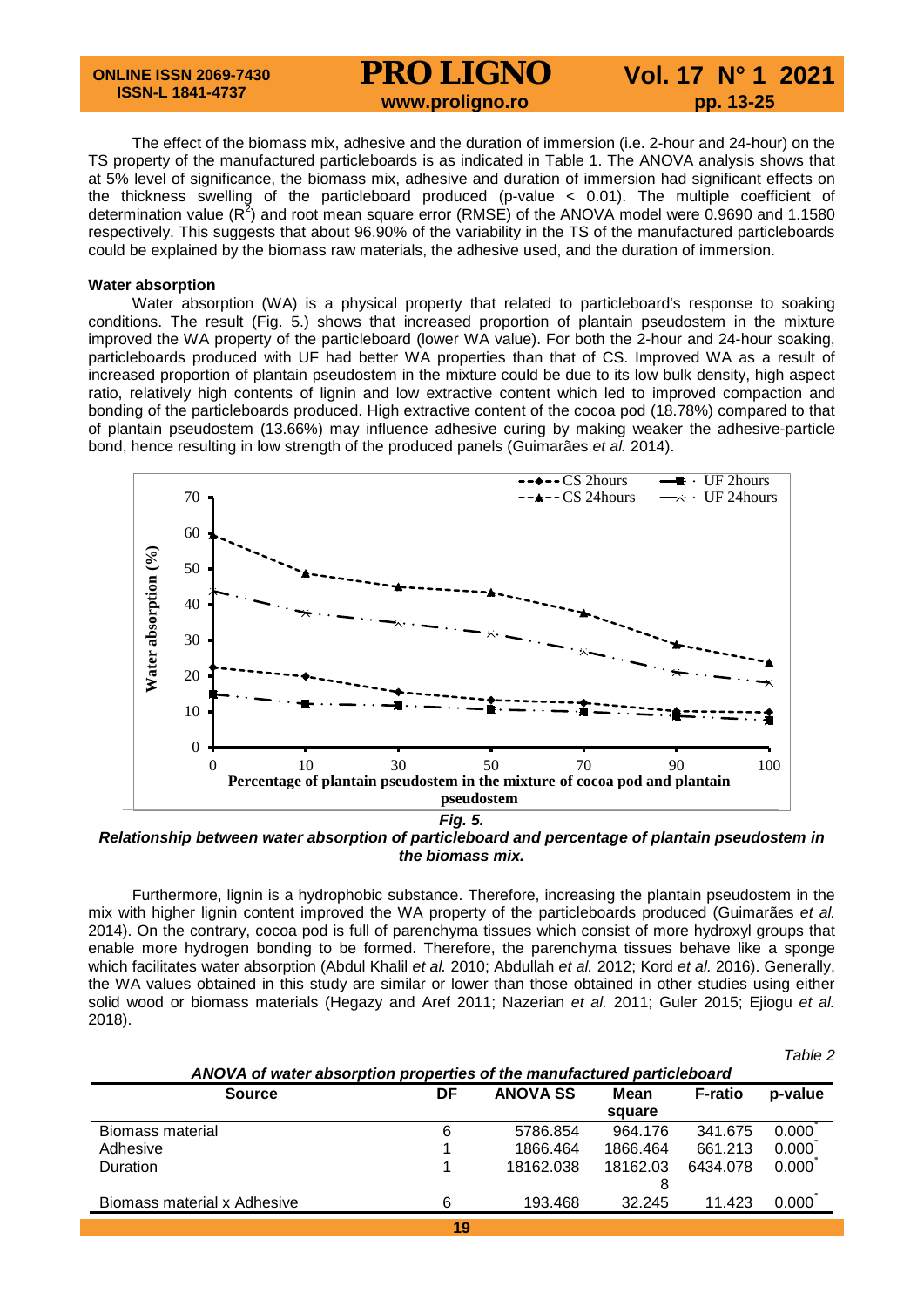The effect of the biomass mix, adhesive and the duration of immersion (i.e. 2-hour and 24-hour) on the TS property of the manufactured particleboards is as indicated in Table 1. The ANOVA analysis shows that at 5% level of significance, the biomass mix, adhesive and duration of immersion had significant effects on the thickness swelling of the particleboard produced (p-value < 0.01). The multiple coefficient of determination value ($R^2$) and root mean square error (RMSE) of the ANOVA model were 0.9690 and 1.1580 respectively. This suggests that about 96.90% of the variability in the TS of the manufactured particleboards could be explained by the biomass raw materials, the adhesive used, and the duration of immersion.

**Water absorption**

Water absorption (WA) is a physical property that related to particleboard's response to soaking conditions. The result (Fig. 5.) shows that increased proportion of plantain pseudostem in the mixture improved the WA property of the particleboard (lower WA value). For both the 2-hour and 24-hour soaking, particleboards produced with UF had better WA properties than that of CS. Improved WA as a result of increased proportion of plantain pseudostem in the mixture could be due to its low bulk density, high aspect ratio, relatively high contents of lignin and low extractive content which led to improved compaction and bonding of the particleboards produced. High extractive content of the cocoa pod (18.78%) compared to that of plantain pseudostem (13.66%) may influence adhesive curing by making weaker the adhesive-particle bond, hence resulting in low strength of the produced panels (Guimarães *et al.* 2014).

***Fig. 5.***
***Relationship between water absorption of particleboard and percentage of plantain pseudostem in the biomass mix.***

Furthermore, lignin is a hydrophobic substance. Therefore, increasing the plantain pseudostem in the mix with higher lignin content improved the WA property of the particleboards produced (Guimarães *et al.* 2014). On the contrary, cocoa pod is full of parenchyma tissues which consist of more hydroxyl groups that enable more hydrogen bonding to be formed. Therefore, the parenchyma tissues behave like a sponge which facilitates water absorption (Abdul Khalil *et al.* 2010; Abdullah *et al.* 2012; Kord *et al.* 2016). Generally, the WA values obtained in this study are similar or lower than those obtained in other studies using either solid wood or biomass materials (Hegazy and Aref 2011; Nazerian *et al.* 2011; Guler 2015; Ejiogu *et al.* 2018).

*Table 2*

***ANOVA of water absorption properties of the manufactured particleboard***

| Source | DF | ANOVA SS | Mean square | F-ratio | p-value |
|---|---|---|---|---|---|
| Biomass material | 6 | 5786.854 | 964.176 | 341.675 | 0.000* |
| Adhesive | 1 | 1866.464 | 1866.464 | 661.213 | 0.000* |
| Duration | 1 | 18162.038 | 18162.038 | 6434.078 | 0.000* |
| Biomass material x Adhesive | 6 | 193.468 | 32.245 | 11.423 | 0.000* |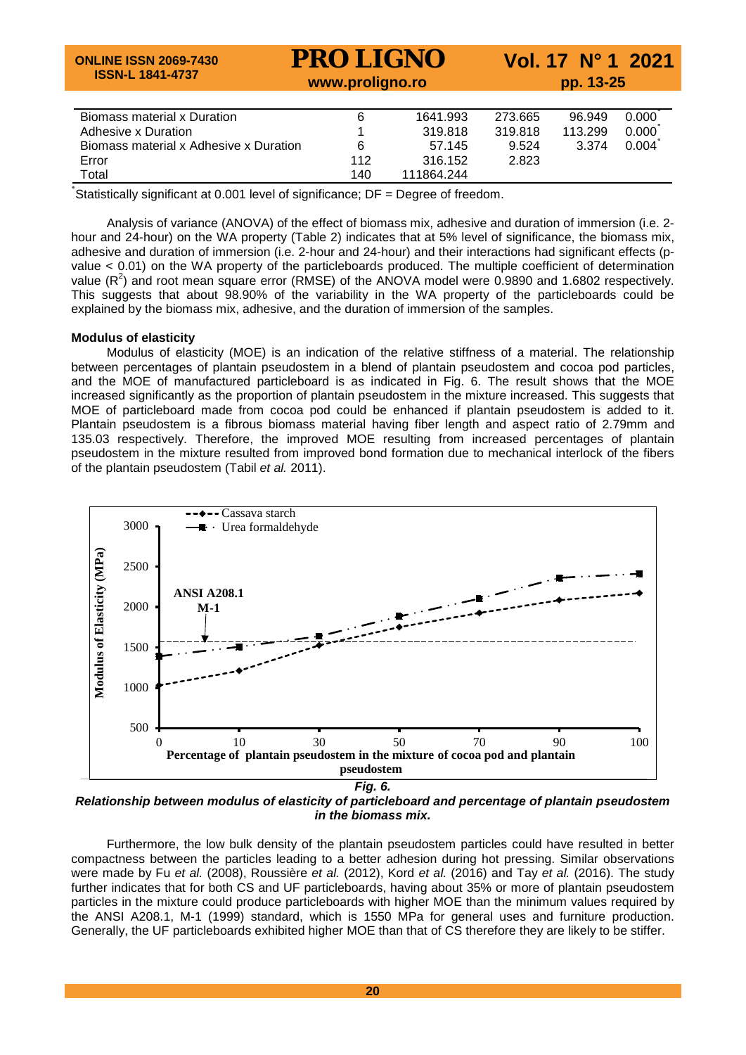| Biomass material x Duration | 6 | 1641.993 | 273.665 | 96.949 | 0.000* |
|---|---|---|---|---|---|
| Adhesive x Duration | 1 | 319.818 | 319.818 | 113.299 | 0.000* |
| Biomass material x Adhesive x Duration | 6 | 57.145 | 9.524 | 3.374 | 0.004* |
| Error | 112 | 316.152 | 2.823 | | |
| Total | 140 | 111864.244 | | | |

*Statistically significant at 0.001 level of significance; DF = Degree of freedom.

Analysis of variance (ANOVA) of the effect of biomass mix, adhesive and duration of immersion (i.e. 2-hour and 24-hour) on the WA property (Table 2) indicates that at 5% level of significance, the biomass mix, adhesive and duration of immersion (i.e. 2-hour and 24-hour) and their interactions had significant effects (p-value < 0.01) on the WA property of the particleboards produced. The multiple coefficient of determination value ($R^2$) and root mean square error (RMSE) of the ANOVA model were 0.9890 and 1.6802 respectively. This suggests that about 98.90% of the variability in the WA property of the particleboards could be explained by the biomass mix, adhesive, and the duration of immersion of the samples.

**Modulus of elasticity**

Modulus of elasticity (MOE) is an indication of the relative stiffness of a material. The relationship between percentages of plantain pseudostem in a blend of plantain pseudostem and cocoa pod particles, and the MOE of manufactured particleboard is as indicated in Fig. 6. The result shows that the MOE increased significantly as the proportion of plantain pseudostem in the mixture increased. This suggests that MOE of particleboard made from cocoa pod could be enhanced if plantain pseudostem is added to it. Plantain pseudostem is a fibrous biomass material having fiber length and aspect ratio of 2.79mm and 135.03 respectively. Therefore, the improved MOE resulting from increased percentages of plantain pseudostem in the mixture resulted from improved bond formation due to mechanical interlock of the fibers of the plantain pseudostem (Tabil *et al.* 2011).

***Fig. 6.***
***Relationship between modulus of elasticity of particleboard and percentage of plantain pseudostem in the biomass mix.***

Furthermore, the low bulk density of the plantain pseudostem particles could have resulted in better compactness between the particles leading to a better adhesion during hot pressing. Similar observations were made by Fu *et al.* (2008), Roussière *et al.* (2012), Kord *et al.* (2016) and Tay *et al.* (2016). The study further indicates that for both CS and UF particleboards, having about 35% or more of plantain pseudostem particles in the mixture could produce particleboards with higher MOE than the minimum values required by the ANSI A208.1, M-1 (1999) standard, which is 1550 MPa for general uses and furniture production. Generally, the UF particleboards exhibited higher MOE than that of CS therefore they are likely to be stiffer.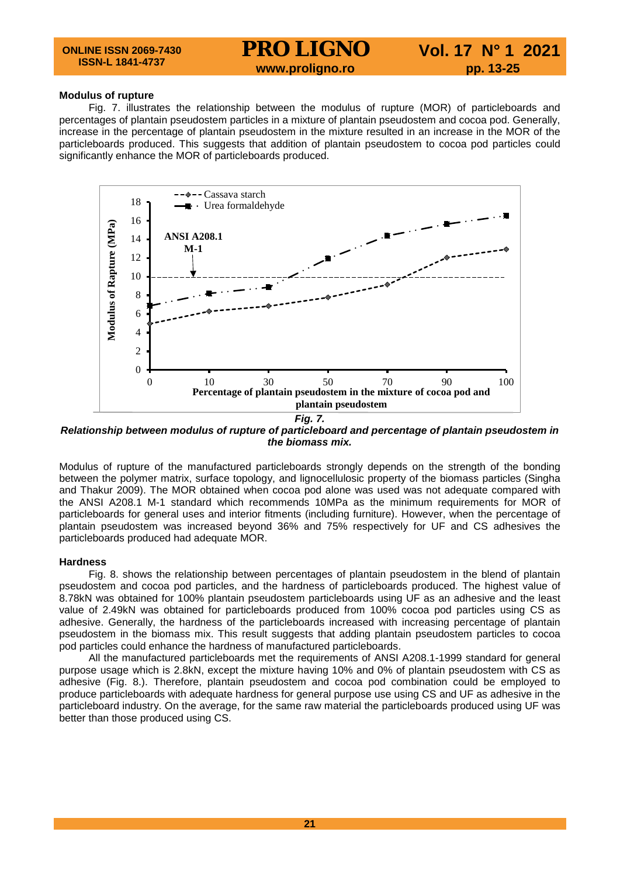#### Modulus of rupture

Fig. 7. illustrates the relationship between the modulus of rupture (MOR) of particleboards and percentages of plantain pseudostem particles in a mixture of plantain pseudostem and cocoa pod. Generally, increase in the percentage of plantain pseudostem in the mixture resulted in an increase in the MOR of the particleboards produced. This suggests that addition of plantain pseudostem to cocoa pod particles could significantly enhance the MOR of particleboards produced.

***Fig. 7.***
***Relationship between modulus of rupture of particleboard and percentage of plantain pseudostem in the biomass mix.***

Modulus of rupture of the manufactured particleboards strongly depends on the strength of the bonding between the polymer matrix, surface topology, and lignocellulosic property of the biomass particles (Singha and Thakur 2009). The MOR obtained when cocoa pod alone was used was not adequate compared with the ANSI A208.1 M-1 standard which recommends 10MPa as the minimum requirements for MOR of particleboards for general uses and interior fitments (including furniture). However, when the percentage of plantain pseudostem was increased beyond 36% and 75% respectively for UF and CS adhesives the particleboards produced had adequate MOR.

#### Hardness

Fig. 8. shows the relationship between percentages of plantain pseudostem in the blend of plantain pseudostem and cocoa pod particles, and the hardness of particleboards produced. The highest value of 8.78kN was obtained for 100% plantain pseudostem particleboards using UF as an adhesive and the least value of 2.49kN was obtained for particleboards produced from 100% cocoa pod particles using CS as adhesive. Generally, the hardness of the particleboards increased with increasing percentage of plantain pseudostem in the biomass mix. This result suggests that adding plantain pseudostem particles to cocoa pod particles could enhance the hardness of manufactured particleboards.

All the manufactured particleboards met the requirements of ANSI A208.1-1999 standard for general purpose usage which is 2.8kN, except the mixture having 10% and 0% of plantain pseudostem with CS as adhesive (Fig. 8.). Therefore, plantain pseudostem and cocoa pod combination could be employed to produce particleboards with adequate hardness for general purpose use using CS and UF as adhesive in the particleboard industry. On the average, for the same raw material the particleboards produced using UF was better than those produced using CS.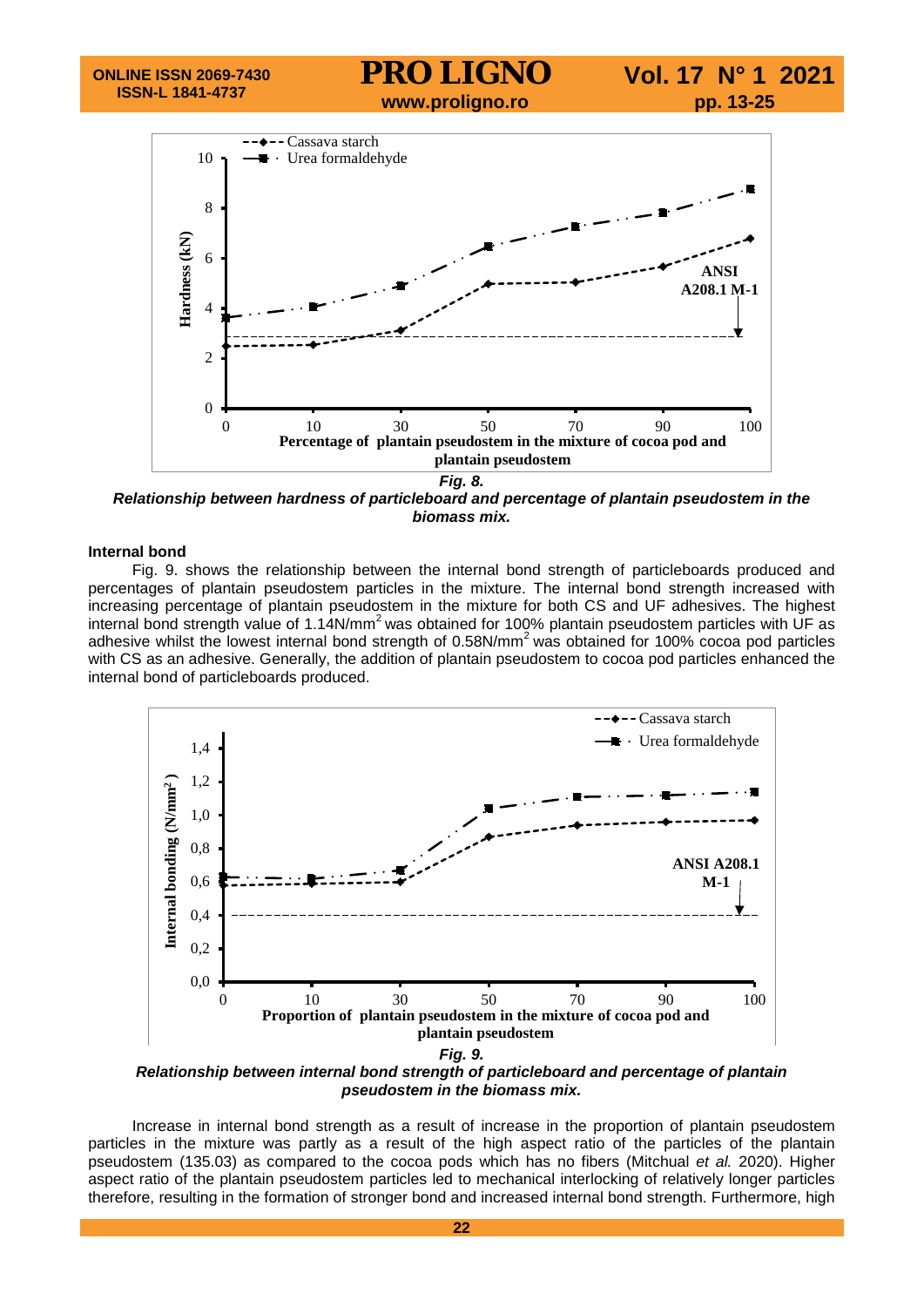*Fig. 8.*
***Relationship between hardness of particleboard and percentage of plantain pseudostem in the biomass mix.***

**Internal bond**

Fig. 9. shows the relationship between the internal bond strength of particleboards produced and percentages of plantain pseudostem particles in the mixture. The internal bond strength increased with increasing percentage of plantain pseudostem in the mixture for both CS and UF adhesives. The highest internal bond strength value of 1.14N/mm$^2$ was obtained for 100% plantain pseudostem particles with UF as adhesive whilst the lowest internal bond strength of 0.58N/mm$^2$ was obtained for 100% cocoa pod particles with CS as an adhesive. Generally, the addition of plantain pseudostem to cocoa pod particles enhanced the internal bond of particleboards produced.

*Fig. 9.*
***Relationship between internal bond strength of particleboard and percentage of plantain pseudostem in the biomass mix.***

Increase in internal bond strength as a result of increase in the proportion of plantain pseudostem particles in the mixture was partly as a result of the high aspect ratio of the particles of the plantain pseudostem (135.03) as compared to the cocoa pods which has no fibers (Mitchual *et al.* 2020). Higher aspect ratio of the plantain pseudostem particles led to mechanical interlocking of relatively longer particles therefore, resulting in the formation of stronger bond and increased internal bond strength. Furthermore, high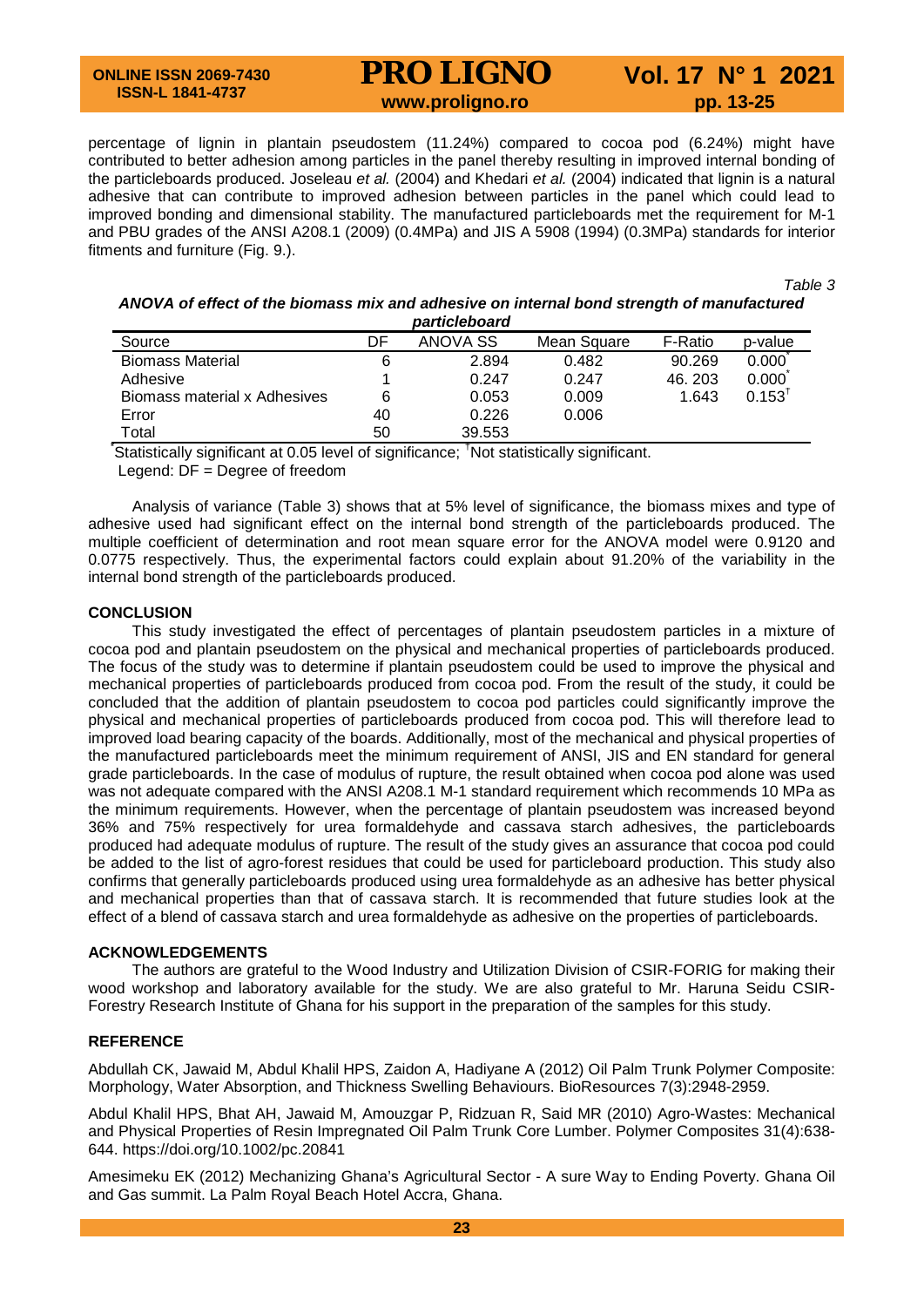percentage of lignin in plantain pseudostem (11.24%) compared to cocoa pod (6.24%) might have contributed to better adhesion among particles in the panel thereby resulting in improved internal bonding of the particleboards produced. Joseleau *et al.* (2004) and Khedari *et al.* (2004) indicated that lignin is a natural adhesive that can contribute to improved adhesion between particles in the panel which could lead to improved bonding and dimensional stability. The manufactured particleboards met the requirement for M-1 and PBU grades of the ANSI A208.1 (2009) (0.4MPa) and JIS A 5908 (1994) (0.3MPa) standards for interior fitments and furniture (Fig. 9.).

*Table 3*

***ANOVA of effect of the biomass mix and adhesive on internal bond strength of manufactured particleboard***

| Source | DF | ANOVA SS | Mean Square | F-Ratio | p-value |
|---|---|---|---|---|---|
| Biomass Material | 6 | 2.894 | 0.482 | 90.269 | 0.000* |
| Adhesive | 1 | 0.247 | 0.247 | 46. 203 | 0.000* |
| Biomass material x Adhesives | 6 | 0.053 | 0.009 | 1.643 | 0.153† |
| Error | 40 | 0.226 | 0.006 | | |
| Total | 50 | 39.553 | | | |

*Statistically significant at 0.05 level of significance; †Not statistically significant.
Legend: DF = Degree of freedom

Analysis of variance (Table 3) shows that at 5% level of significance, the biomass mixes and type of adhesive used had significant effect on the internal bond strength of the particleboards produced. The multiple coefficient of determination and root mean square error for the ANOVA model were 0.9120 and 0.0775 respectively. Thus, the experimental factors could explain about 91.20% of the variability in the internal bond strength of the particleboards produced.

## CONCLUSION

This study investigated the effect of percentages of plantain pseudostem particles in a mixture of cocoa pod and plantain pseudostem on the physical and mechanical properties of particleboards produced. The focus of the study was to determine if plantain pseudostem could be used to improve the physical and mechanical properties of particleboards produced from cocoa pod. From the result of the study, it could be concluded that the addition of plantain pseudostem to cocoa pod particles could significantly improve the physical and mechanical properties of particleboards produced from cocoa pod. This will therefore lead to improved load bearing capacity of the boards. Additionally, most of the mechanical and physical properties of the manufactured particleboards meet the minimum requirement of ANSI, JIS and EN standard for general grade particleboards. In the case of modulus of rupture, the result obtained when cocoa pod alone was used was not adequate compared with the ANSI A208.1 M-1 standard requirement which recommends 10 MPa as the minimum requirements. However, when the percentage of plantain pseudostem was increased beyond 36% and 75% respectively for urea formaldehyde and cassava starch adhesives, the particleboards produced had adequate modulus of rupture. The result of the study gives an assurance that cocoa pod could be added to the list of agro-forest residues that could be used for particleboard production. This study also confirms that generally particleboards produced using urea formaldehyde as an adhesive has better physical and mechanical properties than that of cassava starch. It is recommended that future studies look at the effect of a blend of cassava starch and urea formaldehyde as adhesive on the properties of particleboards.

## ACKNOWLEDGEMENTS

The authors are grateful to the Wood Industry and Utilization Division of CSIR-FORIG for making their wood workshop and laboratory available for the study. We are also grateful to Mr. Haruna Seidu CSIR-Forestry Research Institute of Ghana for his support in the preparation of the samples for this study.

## REFERENCE

Abdullah CK, Jawaid M, Abdul Khalil HPS, Zaidon A, Hadiyane A (2012) Oil Palm Trunk Polymer Composite: Morphology, Water Absorption, and Thickness Swelling Behaviours. BioResources 7(3):2948-2959.

Abdul Khalil HPS, Bhat AH, Jawaid M, Amouzgar P, Ridzuan R, Said MR (2010) Agro-Wastes: Mechanical and Physical Properties of Resin Impregnated Oil Palm Trunk Core Lumber. Polymer Composites 31(4):638-644. https://doi.org/10.1002/pc.20841

Amesimeku EK (2012) Mechanizing Ghana's Agricultural Sector - A sure Way to Ending Poverty. Ghana Oil and Gas summit. La Palm Royal Beach Hotel Accra, Ghana.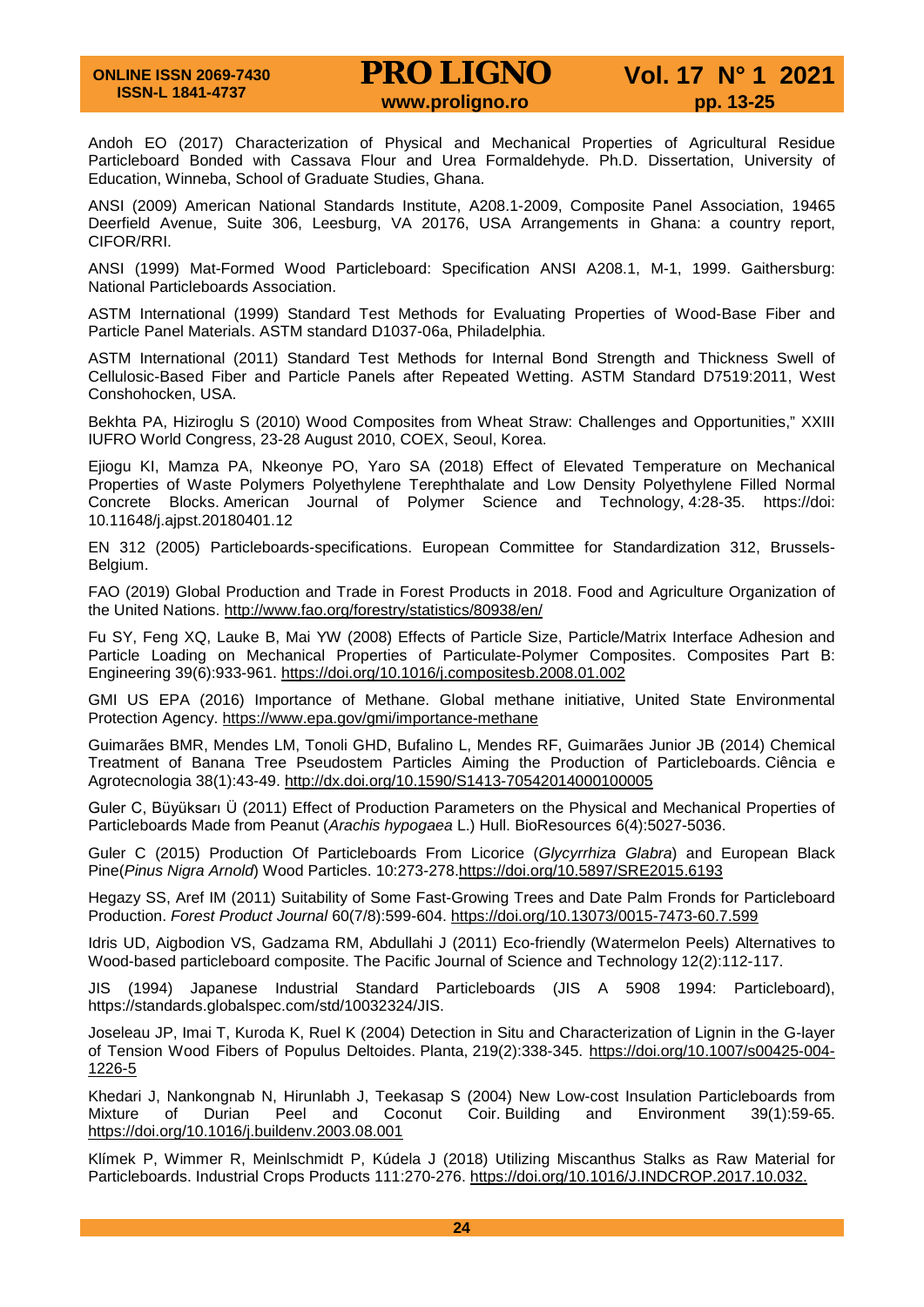Andoh EO (2017) Characterization of Physical and Mechanical Properties of Agricultural Residue Particleboard Bonded with Cassava Flour and Urea Formaldehyde. Ph.D. Dissertation, University of Education, Winneba, School of Graduate Studies, Ghana.

ANSI (2009) American National Standards Institute, A208.1-2009, Composite Panel Association, 19465 Deerfield Avenue, Suite 306, Leesburg, VA 20176, USA Arrangements in Ghana: a country report, CIFOR/RRI.

ANSI (1999) Mat-Formed Wood Particleboard: Specification ANSI A208.1, M-1, 1999. Gaithersburg: National Particleboards Association.

ASTM International (1999) Standard Test Methods for Evaluating Properties of Wood-Base Fiber and Particle Panel Materials. ASTM standard D1037-06a, Philadelphia.

ASTM International (2011) Standard Test Methods for Internal Bond Strength and Thickness Swell of Cellulosic-Based Fiber and Particle Panels after Repeated Wetting. ASTM Standard D7519:2011, West Conshohocken, USA.

Bekhta PA, Hiziroglu S (2010) Wood Composites from Wheat Straw: Challenges and Opportunities," XXIII IUFRO World Congress, 23-28 August 2010, COEX, Seoul, Korea.

Ejiogu KI, Mamza PA, Nkeonye PO, Yaro SA (2018) Effect of Elevated Temperature on Mechanical Properties of Waste Polymers Polyethylene Terephthalate and Low Density Polyethylene Filled Normal Concrete Blocks. American Journal of Polymer Science and Technology, 4:28-35. https://doi: 10.11648/j.ajpst.20180401.12

EN 312 (2005) Particleboards-specifications. European Committee for Standardization 312, Brussels-Belgium.

FAO (2019) Global Production and Trade in Forest Products in 2018. Food and Agriculture Organization of the United Nations. http://www.fao.org/forestry/statistics/80938/en/

Fu SY, Feng XQ, Lauke B, Mai YW (2008) Effects of Particle Size, Particle/Matrix Interface Adhesion and Particle Loading on Mechanical Properties of Particulate-Polymer Composites. Composites Part B: Engineering 39(6):933-961. https://doi.org/10.1016/j.compositesb.2008.01.002

GMI US EPA (2016) Importance of Methane. Global methane initiative, United State Environmental Protection Agency. https://www.epa.gov/gmi/importance-methane

Guimarães BMR, Mendes LM, Tonoli GHD, Bufalino L, Mendes RF, Guimarães Junior JB (2014) Chemical Treatment of Banana Tree Pseudostem Particles Aiming the Production of Particleboards. Ciência e Agrotecnologia 38(1):43-49. http://dx.doi.org/10.1590/S1413-70542014000100005

Guler C, Büyüksarı Ü (2011) Effect of Production Parameters on the Physical and Mechanical Properties of Particleboards Made from Peanut (*Arachis hypogaea* L.) Hull. BioResources 6(4):5027-5036.

Guler C (2015) Production Of Particleboards From Licorice (*Glycyrrhiza Glabra*) and European Black Pine(*Pinus Nigra Arnold*) Wood Particles. 10:273-278.https://doi.org/10.5897/SRE2015.6193

Hegazy SS, Aref IM (2011) Suitability of Some Fast-Growing Trees and Date Palm Fronds for Particleboard Production. *Forest Product Journal* 60(7/8):599-604. https://doi.org/10.13073/0015-7473-60.7.599

Idris UD, Aigbodion VS, Gadzama RM, Abdullahi J (2011) Eco-friendly (Watermelon Peels) Alternatives to Wood-based particleboard composite. The Pacific Journal of Science and Technology 12(2):112-117.

JIS (1994) Japanese Industrial Standard Particleboards (JIS A 5908 1994: Particleboard), https://standards.globalspec.com/std/10032324/JIS.

Joseleau JP, Imai T, Kuroda K, Ruel K (2004) Detection in Situ and Characterization of Lignin in the G-layer of Tension Wood Fibers of Populus Deltoides. Planta, 219(2):338-345. https://doi.org/10.1007/s00425-004-1226-5

Khedari J, Nankongnab N, Hirunlabh J, Teekasap S (2004) New Low-cost Insulation Particleboards from Mixture of Durian Peel and Coconut Coir. Building and Environment 39(1):59-65. https://doi.org/10.1016/j.buildenv.2003.08.001

Klímek P, Wimmer R, Meinlschmidt P, Kúdela J (2018) Utilizing Miscanthus Stalks as Raw Material for Particleboards. Industrial Crops Products 111:270-276. https://doi.org/10.1016/J.INDCROP.2017.10.032.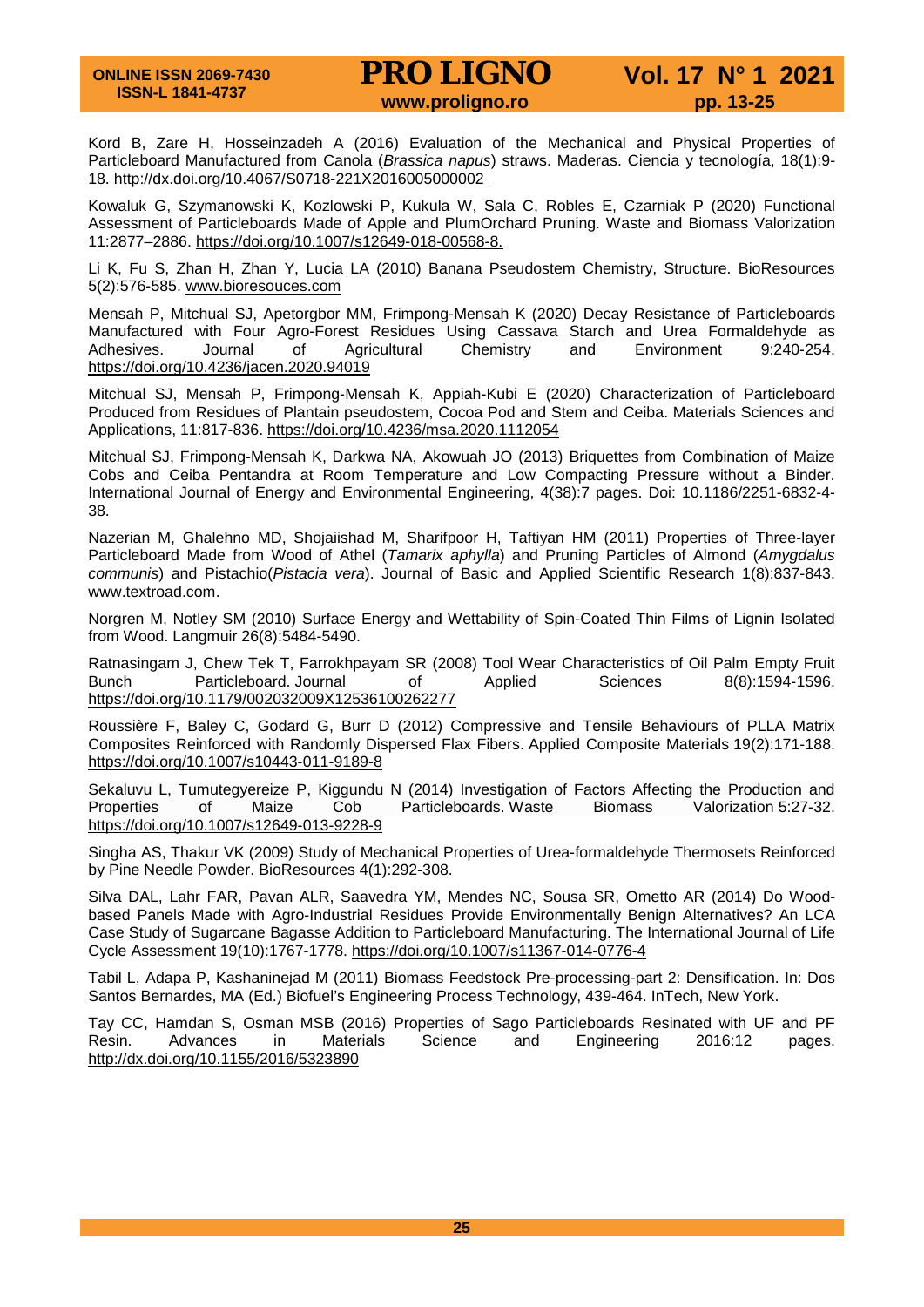Kord B, Zare H, Hosseinzadeh A (2016) Evaluation of the Mechanical and Physical Properties of Particleboard Manufactured from Canola (*Brassica napus*) straws. Maderas. Ciencia y tecnología, 18(1):9-18. http://dx.doi.org/10.4067/S0718-221X2016005000002

Kowaluk G, Szymanowski K, Kozlowski P, Kukula W, Sala C, Robles E, Czarniak P (2020) Functional Assessment of Particleboards Made of Apple and PlumOrchard Pruning. Waste and Biomass Valorization 11:2877–2886. https://doi.org/10.1007/s12649-018-00568-8.

Li K, Fu S, Zhan H, Zhan Y, Lucia LA (2010) Banana Pseudostem Chemistry, Structure. BioResources 5(2):576-585. www.bioresouces.com

Mensah P, Mitchual SJ, Apetorgbor MM, Frimpong-Mensah K (2020) Decay Resistance of Particleboards Manufactured with Four Agro-Forest Residues Using Cassava Starch and Urea Formaldehyde as Adhesives. Journal of Agricultural Chemistry and Environment 9:240-254. https://doi.org/10.4236/jacen.2020.94019

Mitchual SJ, Mensah P, Frimpong-Mensah K, Appiah-Kubi E (2020) Characterization of Particleboard Produced from Residues of Plantain pseudostem, Cocoa Pod and Stem and Ceiba. Materials Sciences and Applications, 11:817-836. https://doi.org/10.4236/msa.2020.1112054

Mitchual SJ, Frimpong-Mensah K, Darkwa NA, Akowuah JO (2013) Briquettes from Combination of Maize Cobs and Ceiba Pentandra at Room Temperature and Low Compacting Pressure without a Binder. International Journal of Energy and Environmental Engineering, 4(38):7 pages. Doi: 10.1186/2251-6832-4-38.

Nazerian M, Ghalehno MD, Shojaiishad M, Sharifpoor H, Taftiyan HM (2011) Properties of Three-layer Particleboard Made from Wood of Athel (*Tamarix aphylla*) and Pruning Particles of Almond (*Amygdalus communis*) and Pistachio(*Pistacia vera*). Journal of Basic and Applied Scientific Research 1(8):837-843. www.textroad.com.

Norgren M, Notley SM (2010) Surface Energy and Wettability of Spin-Coated Thin Films of Lignin Isolated from Wood. Langmuir 26(8):5484-5490.

Ratnasingam J, Chew Tek T, Farrokhpayam SR (2008) Tool Wear Characteristics of Oil Palm Empty Fruit Bunch Particleboard. Journal of Applied Sciences 8(8):1594-1596. https://doi.org/10.1179/002032009X12536100262277

Roussière F, Baley C, Godard G, Burr D (2012) Compressive and Tensile Behaviours of PLLA Matrix Composites Reinforced with Randomly Dispersed Flax Fibers. Applied Composite Materials 19(2):171-188. https://doi.org/10.1007/s10443-011-9189-8

Sekaluvu L, Tumutegyereize P, Kiggundu N (2014) Investigation of Factors Affecting the Production and Properties of Maize Cob Particleboards. Waste Biomass Valorization 5:27-32. https://doi.org/10.1007/s12649-013-9228-9

Singha AS, Thakur VK (2009) Study of Mechanical Properties of Urea-formaldehyde Thermosets Reinforced by Pine Needle Powder. BioResources 4(1):292-308.

Silva DAL, Lahr FAR, Pavan ALR, Saavedra YM, Mendes NC, Sousa SR, Ometto AR (2014) Do Wood-based Panels Made with Agro-Industrial Residues Provide Environmentally Benign Alternatives? An LCA Case Study of Sugarcane Bagasse Addition to Particleboard Manufacturing. The International Journal of Life Cycle Assessment 19(10):1767-1778. https://doi.org/10.1007/s11367-014-0776-4

Tabil L, Adapa P, Kashaninejad M (2011) Biomass Feedstock Pre-processing-part 2: Densification. In: Dos Santos Bernardes, MA (Ed.) Biofuel's Engineering Process Technology, 439-464. InTech, New York.

Tay CC, Hamdan S, Osman MSB (2016) Properties of Sago Particleboards Resinated with UF and PF Resin. Advances in Materials Science and Engineering 2016:12 pages. http://dx.doi.org/10.1155/2016/5323890